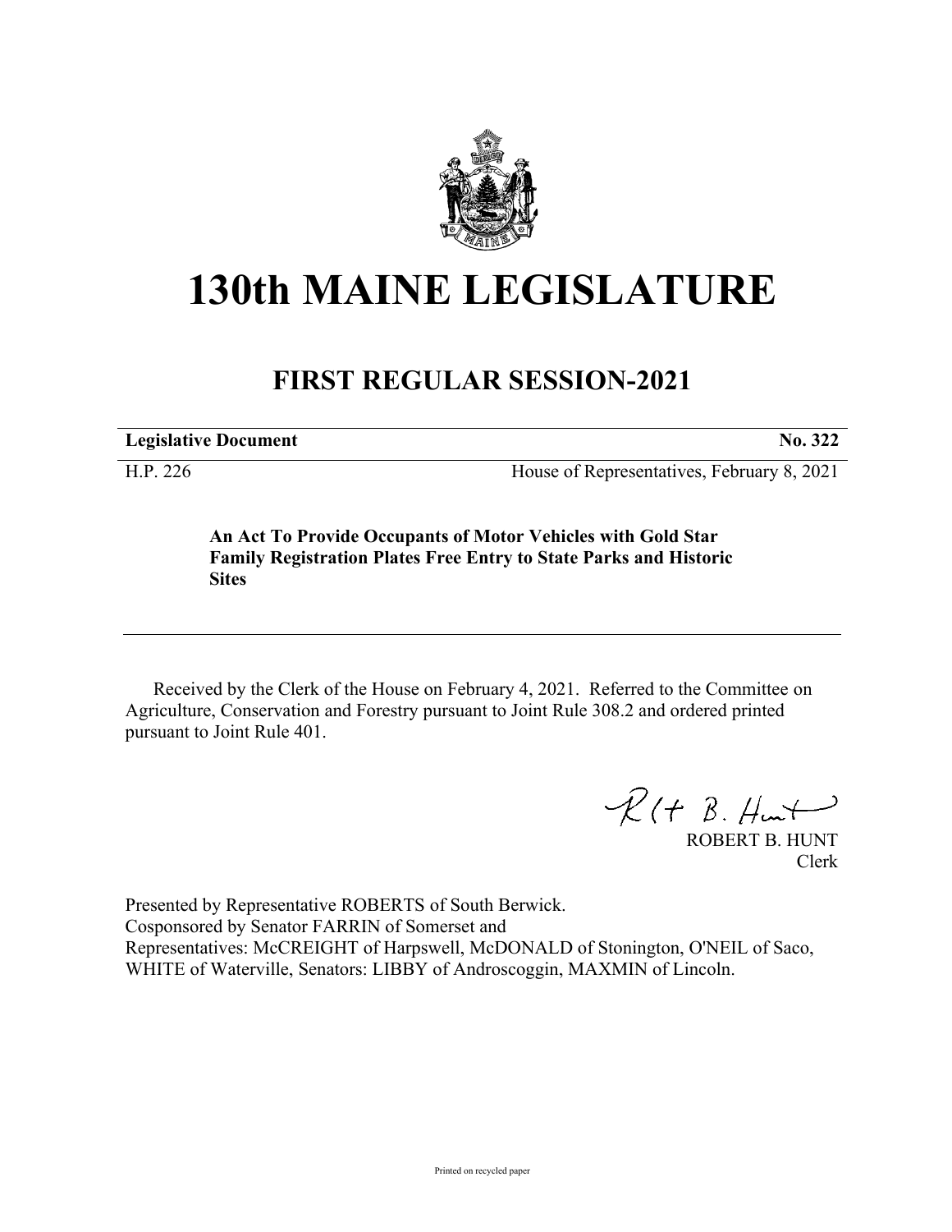# 130th MAINE LEGISLATURE

## FIRST REGULAR SESSION-2021

**Legislative Document** **No. 322**

H.P. 226 House of Representatives, February 8, 2021

**An Act To Provide Occupants of Motor Vehicles with Gold Star Family Registration Plates Free Entry to State Parks and Historic Sites**

Received by the Clerk of the House on February 4, 2021. Referred to the Committee on Agriculture, Conservation and Forestry pursuant to Joint Rule 308.2 and ordered printed pursuant to Joint Rule 401.

ROBERT B. HUNT
Clerk

Presented by Representative ROBERTS of South Berwick.
Cosponsored by Senator FARRIN of Somerset and
Representatives: McCREIGHT of Harpswell, McDONALD of Stonington, O'NEIL of Saco, WHITE of Waterville, Senators: LIBBY of Androscoggin, MAXMIN of Lincoln.

Printed on recycled paper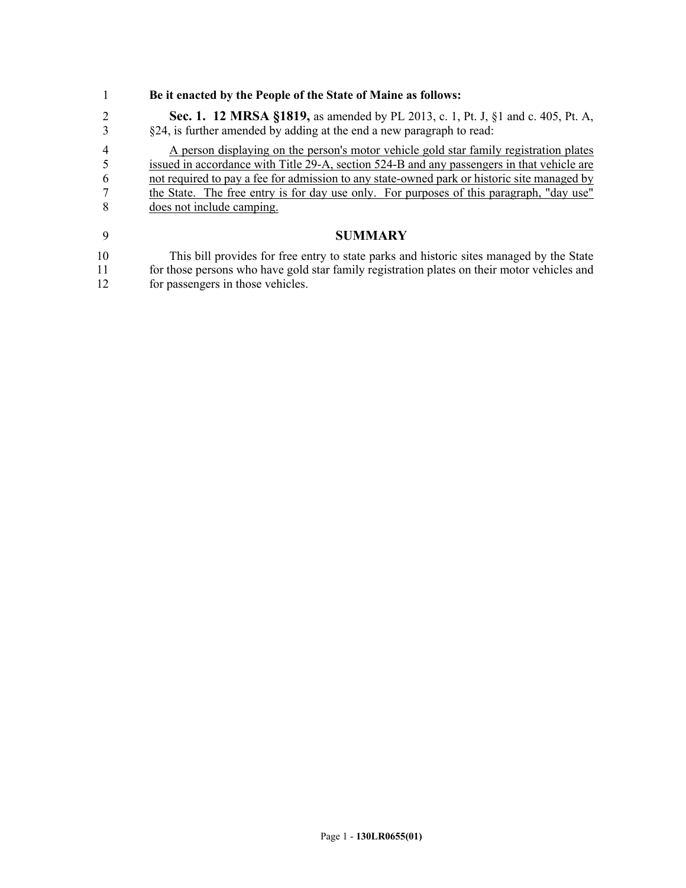**Be it enacted by the People of the State of Maine as follows:**

**Sec. 1. 12 MRSA §1819,** as amended by PL 2013, c. 1, Pt. J, §1 and c. 405, Pt. A, §24, is further amended by adding at the end a new paragraph to read:

A person displaying on the person's motor vehicle gold star family registration plates issued in accordance with Title 29-A, section 524-B and any passengers in that vehicle are not required to pay a fee for admission to any state-owned park or historic site managed by the State. The free entry is for day use only. For purposes of this paragraph, "day use" does not include camping.

## SUMMARY

This bill provides for free entry to state parks and historic sites managed by the State for those persons who have gold star family registration plates on their motor vehicles and for passengers in those vehicles.